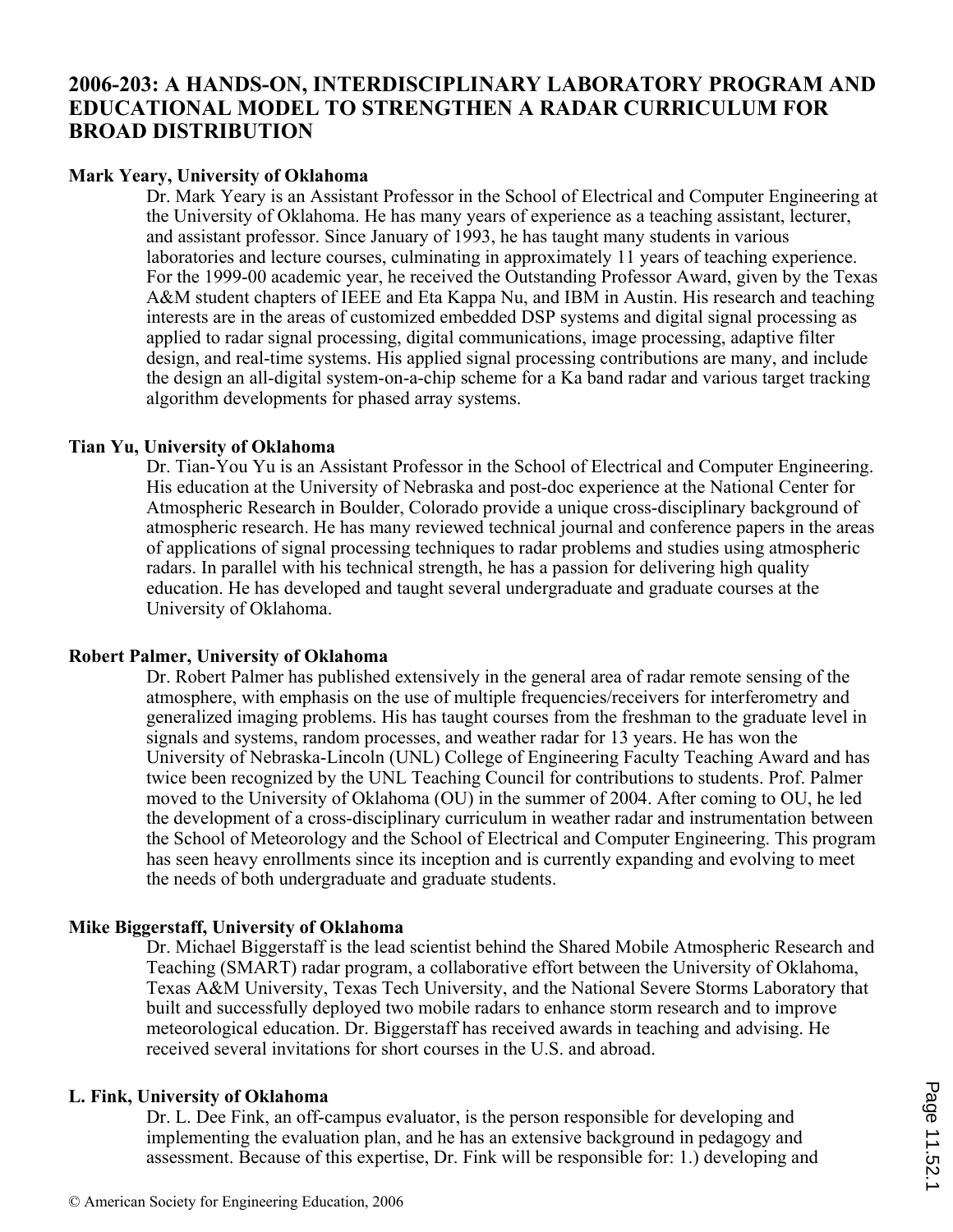# 2006-203: A HANDS-ON, INTERDISCIPLINARY LABORATORY PROGRAM AND EDUCATIONAL MODEL TO STRENGTHEN A RADAR CURRICULUM FOR BROAD DISTRIBUTION

**Mark Yeary, University of Oklahoma**

Dr. Mark Yeary is an Assistant Professor in the School of Electrical and Computer Engineering at the University of Oklahoma. He has many years of experience as a teaching assistant, lecturer, and assistant professor. Since January of 1993, he has taught many students in various laboratories and lecture courses, culminating in approximately 11 years of teaching experience. For the 1999-00 academic year, he received the Outstanding Professor Award, given by the Texas A&M student chapters of IEEE and Eta Kappa Nu, and IBM in Austin. His research and teaching interests are in the areas of customized embedded DSP systems and digital signal processing as applied to radar signal processing, digital communications, image processing, adaptive filter design, and real-time systems. His applied signal processing contributions are many, and include the design an all-digital system-on-a-chip scheme for a Ka band radar and various target tracking algorithm developments for phased array systems.

**Tian Yu, University of Oklahoma**

Dr. Tian-You Yu is an Assistant Professor in the School of Electrical and Computer Engineering. His education at the University of Nebraska and post-doc experience at the National Center for Atmospheric Research in Boulder, Colorado provide a unique cross-disciplinary background of atmospheric research. He has many reviewed technical journal and conference papers in the areas of applications of signal processing techniques to radar problems and studies using atmospheric radars. In parallel with his technical strength, he has a passion for delivering high quality education. He has developed and taught several undergraduate and graduate courses at the University of Oklahoma.

**Robert Palmer, University of Oklahoma**

Dr. Robert Palmer has published extensively in the general area of radar remote sensing of the atmosphere, with emphasis on the use of multiple frequencies/receivers for interferometry and generalized imaging problems. His has taught courses from the freshman to the graduate level in signals and systems, random processes, and weather radar for 13 years. He has won the University of Nebraska-Lincoln (UNL) College of Engineering Faculty Teaching Award and has twice been recognized by the UNL Teaching Council for contributions to students. Prof. Palmer moved to the University of Oklahoma (OU) in the summer of 2004. After coming to OU, he led the development of a cross-disciplinary curriculum in weather radar and instrumentation between the School of Meteorology and the School of Electrical and Computer Engineering. This program has seen heavy enrollments since its inception and is currently expanding and evolving to meet the needs of both undergraduate and graduate students.

**Mike Biggerstaff, University of Oklahoma**

Dr. Michael Biggerstaff is the lead scientist behind the Shared Mobile Atmospheric Research and Teaching (SMART) radar program, a collaborative effort between the University of Oklahoma, Texas A&M University, Texas Tech University, and the National Severe Storms Laboratory that built and successfully deployed two mobile radars to enhance storm research and to improve meteorological education. Dr. Biggerstaff has received awards in teaching and advising. He received several invitations for short courses in the U.S. and abroad.

**L. Fink, University of Oklahoma**

Dr. L. Dee Fink, an off-campus evaluator, is the person responsible for developing and implementing the evaluation plan, and he has an extensive background in pedagogy and assessment. Because of this expertise, Dr. Fink will be responsible for: 1.) developing and

© American Society for Engineering Education, 2006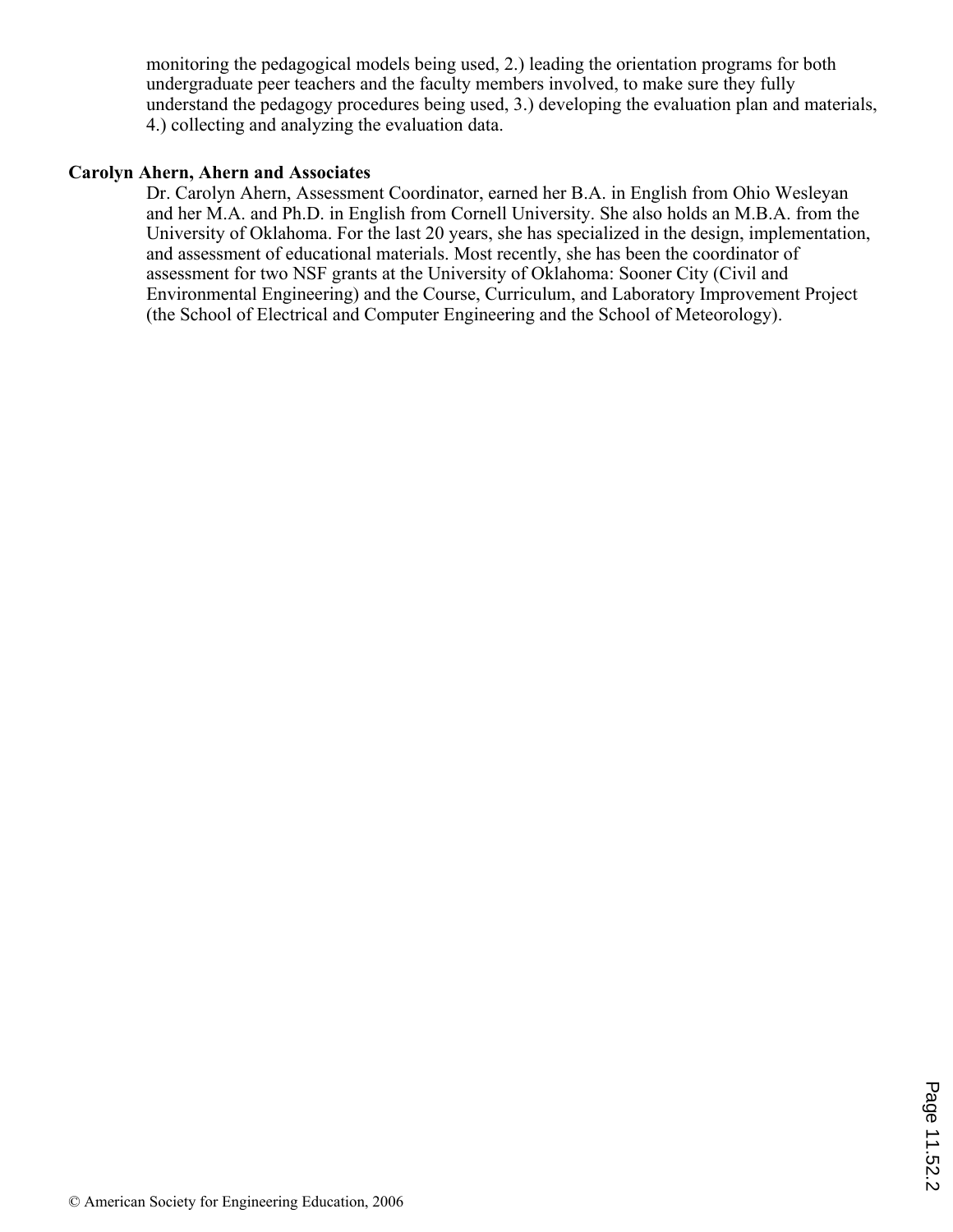monitoring the pedagogical models being used, 2.) leading the orientation programs for both undergraduate peer teachers and the faculty members involved, to make sure they fully understand the pedagogy procedures being used, 3.) developing the evaluation plan and materials, 4.) collecting and analyzing the evaluation data.

**Carolyn Ahern, Ahern and Associates**

Dr. Carolyn Ahern, Assessment Coordinator, earned her B.A. in English from Ohio Wesleyan and her M.A. and Ph.D. in English from Cornell University. She also holds an M.B.A. from the University of Oklahoma. For the last 20 years, she has specialized in the design, implementation, and assessment of educational materials. Most recently, she has been the coordinator of assessment for two NSF grants at the University of Oklahoma: Sooner City (Civil and Environmental Engineering) and the Course, Curriculum, and Laboratory Improvement Project (the School of Electrical and Computer Engineering and the School of Meteorology).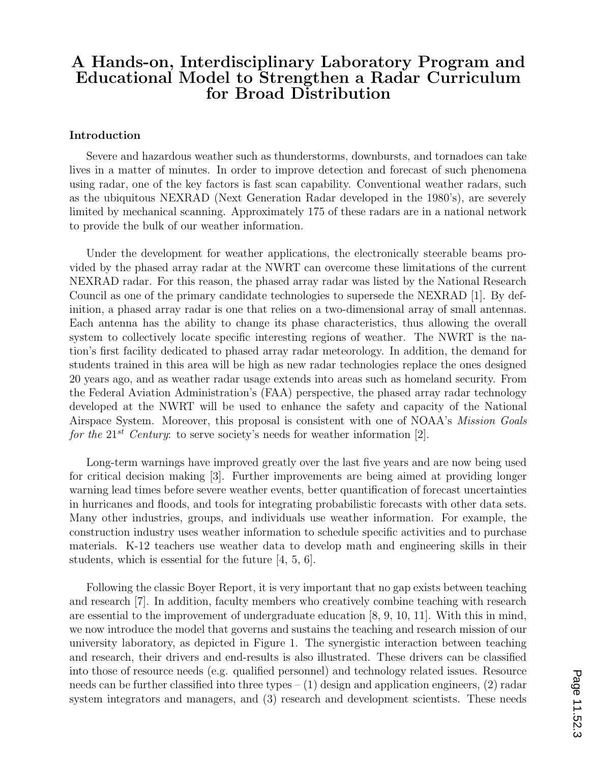# A Hands-on, Interdisciplinary Laboratory Program and Educational Model to Strengthen a Radar Curriculum for Broad Distribution

## Introduction

Severe and hazardous weather such as thunderstorms, downbursts, and tornadoes can take lives in a matter of minutes. In order to improve detection and forecast of such phenomena using radar, one of the key factors is fast scan capability. Conventional weather radars, such as the ubiquitous NEXRAD (Next Generation Radar developed in the 1980's), are severely limited by mechanical scanning. Approximately 175 of these radars are in a national network to provide the bulk of our weather information.

Under the development for weather applications, the electronically steerable beams provided by the phased array radar at the NWRT can overcome these limitations of the current NEXRAD radar. For this reason, the phased array radar was listed by the National Research Council as one of the primary candidate technologies to supersede the NEXRAD [1]. By definition, a phased array radar is one that relies on a two-dimensional array of small antennas. Each antenna has the ability to change its phase characteristics, thus allowing the overall system to collectively locate specific interesting regions of weather. The NWRT is the nation's first facility dedicated to phased array radar meteorology. In addition, the demand for students trained in this area will be high as new radar technologies replace the ones designed 20 years ago, and as weather radar usage extends into areas such as homeland security. From the Federal Aviation Administration's (FAA) perspective, the phased array radar technology developed at the NWRT will be used to enhance the safety and capacity of the National Airspace System. Moreover, this proposal is consistent with one of NOAA's *Mission Goals for the 21$^{st}$ Century*: to serve society's needs for weather information [2].

Long-term warnings have improved greatly over the last five years and are now being used for critical decision making [3]. Further improvements are being aimed at providing longer warning lead times before severe weather events, better quantification of forecast uncertainties in hurricanes and floods, and tools for integrating probabilistic forecasts with other data sets. Many other industries, groups, and individuals use weather information. For example, the construction industry uses weather information to schedule specific activities and to purchase materials. K-12 teachers use weather data to develop math and engineering skills in their students, which is essential for the future [4, 5, 6].

Following the classic Boyer Report, it is very important that no gap exists between teaching and research [7]. In addition, faculty members who creatively combine teaching with research are essential to the improvement of undergraduate education [8, 9, 10, 11]. With this in mind, we now introduce the model that governs and sustains the teaching and research mission of our university laboratory, as depicted in Figure 1. The synergistic interaction between teaching and research, their drivers and end-results is also illustrated. These drivers can be classified into those of resource needs (e.g. qualified personnel) and technology related issues. Resource needs can be further classified into three types – (1) design and application engineers, (2) radar system integrators and managers, and (3) research and development scientists. These needs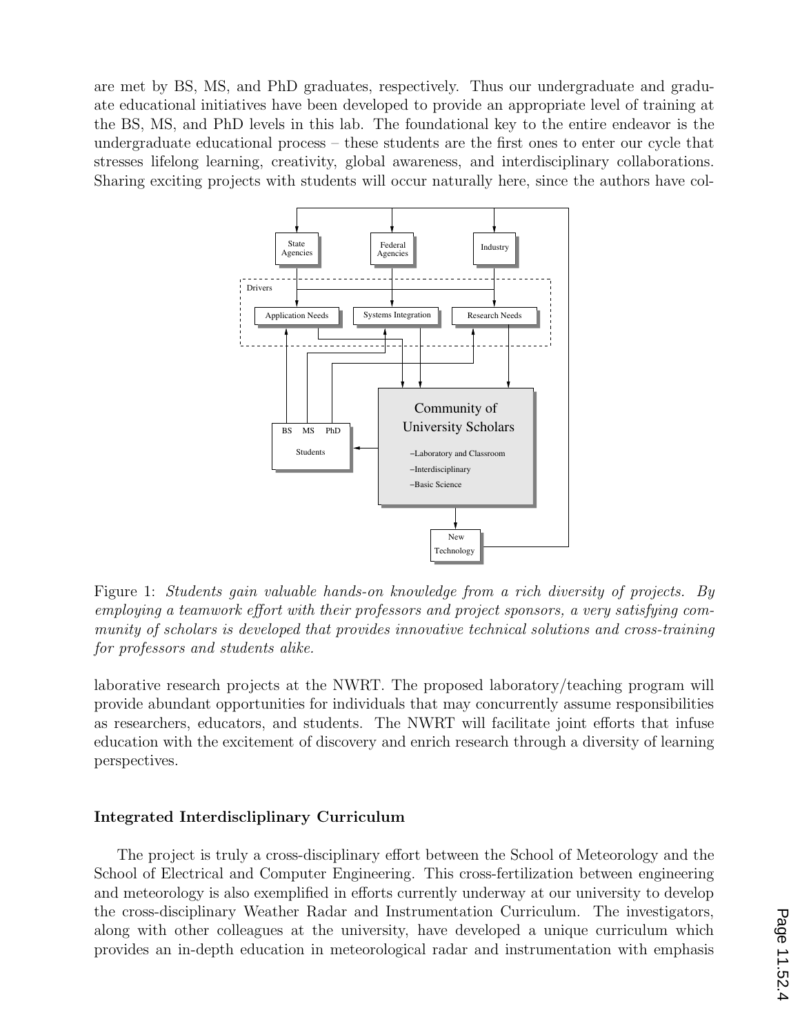are met by BS, MS, and PhD graduates, respectively. Thus our undergraduate and graduate educational initiatives have been developed to provide an appropriate level of training at the BS, MS, and PhD levels in this lab. The foundational key to the entire endeavor is the undergraduate educational process – these students are the first ones to enter our cycle that stresses lifelong learning, creativity, global awareness, and interdisciplinary collaborations. Sharing exciting projects with students will occur naturally here, since the authors have col-

Figure 1: *Students gain valuable hands-on knowledge from a rich diversity of projects. By employing a teamwork effort with their professors and project sponsors, a very satisfying community of scholars is developed that provides innovative technical solutions and cross-training for professors and students alike.*

laborative research projects at the NWRT. The proposed laboratory/teaching program will provide abundant opportunities for individuals that may concurrently assume responsibilities as researchers, educators, and students. The NWRT will facilitate joint efforts that infuse education with the excitement of discovery and enrich research through a diversity of learning perspectives.

### Integrated Interdiscliplinary Curriculum

The project is truly a cross-disciplinary effort between the School of Meteorology and the School of Electrical and Computer Engineering. This cross-fertilization between engineering and meteorology is also exemplified in efforts currently underway at our university to develop the cross-disciplinary Weather Radar and Instrumentation Curriculum. The investigators, along with other colleagues at the university, have developed a unique curriculum which provides an in-depth education in meteorological radar and instrumentation with emphasis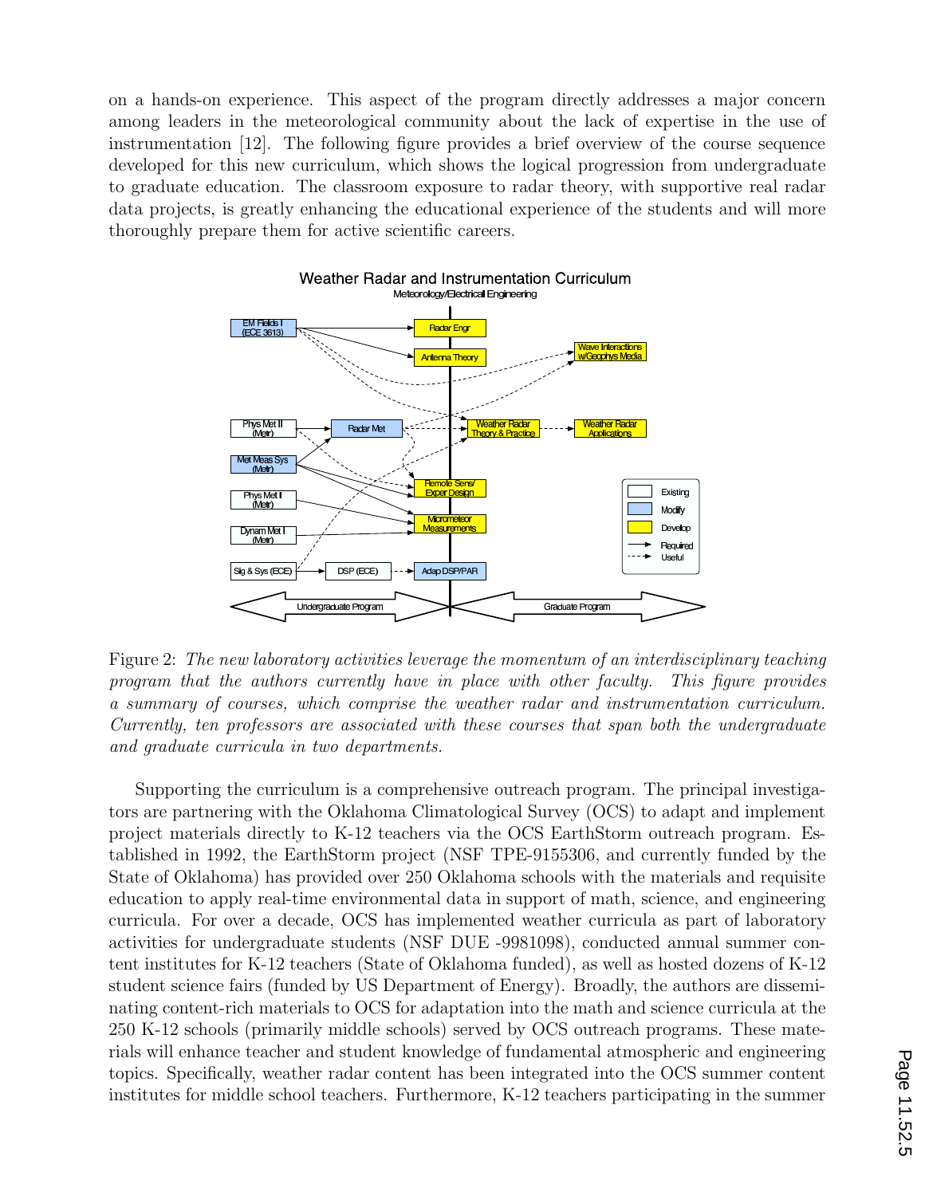on a hands-on experience. This aspect of the program directly addresses a major concern among leaders in the meteorological community about the lack of expertise in the use of instrumentation [12]. The following figure provides a brief overview of the course sequence developed for this new curriculum, which shows the logical progression from undergraduate to graduate education. The classroom exposure to radar theory, with supportive real radar data projects, is greatly enhancing the educational experience of the students and will more thoroughly prepare them for active scientific careers.

Figure 2: *The new laboratory activities leverage the momentum of an interdisciplinary teaching program that the authors currently have in place with other faculty. This figure provides a summary of courses, which comprise the weather radar and instrumentation curriculum. Currently, ten professors are associated with these courses that span both the undergraduate and graduate curricula in two departments.*

Supporting the curriculum is a comprehensive outreach program. The principal investigators are partnering with the Oklahoma Climatological Survey (OCS) to adapt and implement project materials directly to K-12 teachers via the OCS EarthStorm outreach program. Established in 1992, the EarthStorm project (NSF TPE-9155306, and currently funded by the State of Oklahoma) has provided over 250 Oklahoma schools with the materials and requisite education to apply real-time environmental data in support of math, science, and engineering curricula. For over a decade, OCS has implemented weather curricula as part of laboratory activities for undergraduate students (NSF DUE -9981098), conducted annual summer content institutes for K-12 teachers (State of Oklahoma funded), as well as hosted dozens of K-12 student science fairs (funded by US Department of Energy). Broadly, the authors are disseminating content-rich materials to OCS for adaptation into the math and science curricula at the 250 K-12 schools (primarily middle schools) served by OCS outreach programs. These materials will enhance teacher and student knowledge of fundamental atmospheric and engineering topics. Specifically, weather radar content has been integrated into the OCS summer content institutes for middle school teachers. Furthermore, K-12 teachers participating in the summer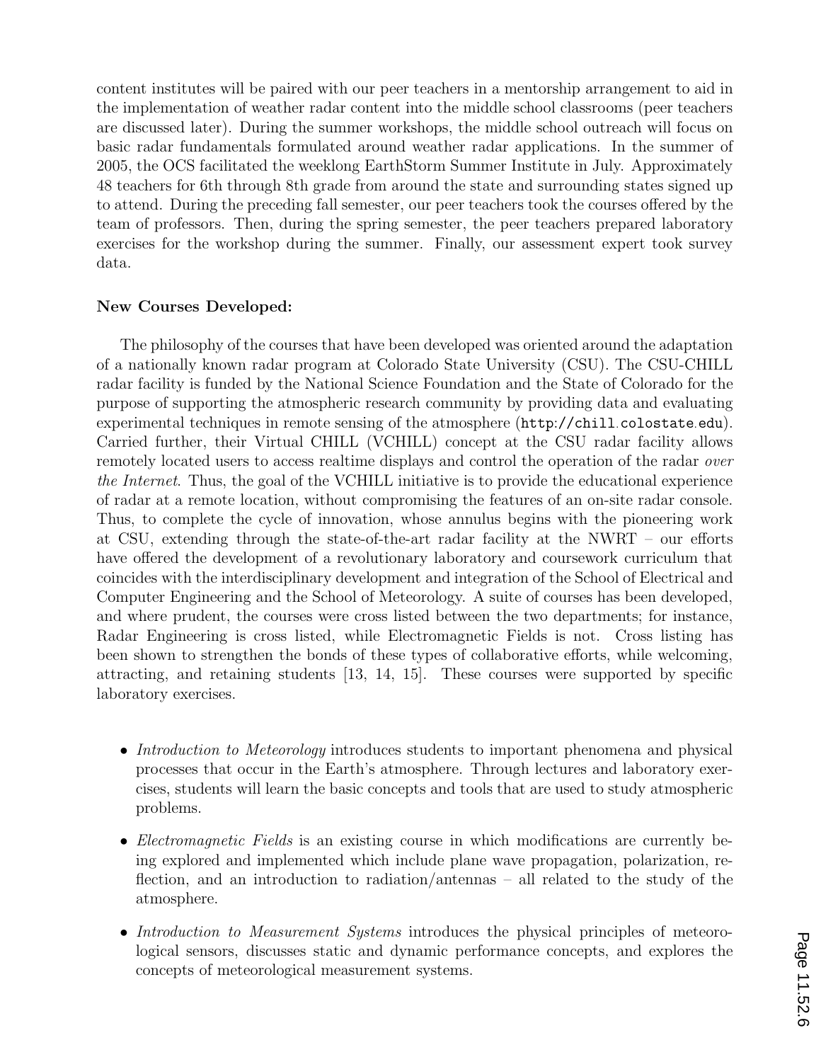content institutes will be paired with our peer teachers in a mentorship arrangement to aid in the implementation of weather radar content into the middle school classrooms (peer teachers are discussed later). During the summer workshops, the middle school outreach will focus on basic radar fundamentals formulated around weather radar applications. In the summer of 2005, the OCS facilitated the weeklong EarthStorm Summer Institute in July. Approximately 48 teachers for 6th through 8th grade from around the state and surrounding states signed up to attend. During the preceding fall semester, our peer teachers took the courses offered by the team of professors. Then, during the spring semester, the peer teachers prepared laboratory exercises for the workshop during the summer. Finally, our assessment expert took survey data.

**New Courses Developed:**

The philosophy of the courses that have been developed was oriented around the adaptation of a nationally known radar program at Colorado State University (CSU). The CSU-CHILL radar facility is funded by the National Science Foundation and the State of Colorado for the purpose of supporting the atmospheric research community by providing data and evaluating experimental techniques in remote sensing of the atmosphere (`http://chill.colostate.edu`). Carried further, their Virtual CHILL (VCHILL) concept at the CSU radar facility allows remotely located users to access realtime displays and control the operation of the radar *over the Internet*. Thus, the goal of the VCHILL initiative is to provide the educational experience of radar at a remote location, without compromising the features of an on-site radar console. Thus, to complete the cycle of innovation, whose annulus begins with the pioneering work at CSU, extending through the state-of-the-art radar facility at the NWRT – our efforts have offered the development of a revolutionary laboratory and coursework curriculum that coincides with the interdisciplinary development and integration of the School of Electrical and Computer Engineering and the School of Meteorology. A suite of courses has been developed, and where prudent, the courses were cross listed between the two departments; for instance, Radar Engineering is cross listed, while Electromagnetic Fields is not. Cross listing has been shown to strengthen the bonds of these types of collaborative efforts, while welcoming, attracting, and retaining students [13, 14, 15]. These courses were supported by specific laboratory exercises.

- *Introduction to Meteorology* introduces students to important phenomena and physical processes that occur in the Earth's atmosphere. Through lectures and laboratory exercises, students will learn the basic concepts and tools that are used to study atmospheric problems.
- *Electromagnetic Fields* is an existing course in which modifications are currently being explored and implemented which include plane wave propagation, polarization, reflection, and an introduction to radiation/antennas – all related to the study of the atmosphere.
- *Introduction to Measurement Systems* introduces the physical principles of meteorological sensors, discusses static and dynamic performance concepts, and explores the concepts of meteorological measurement systems.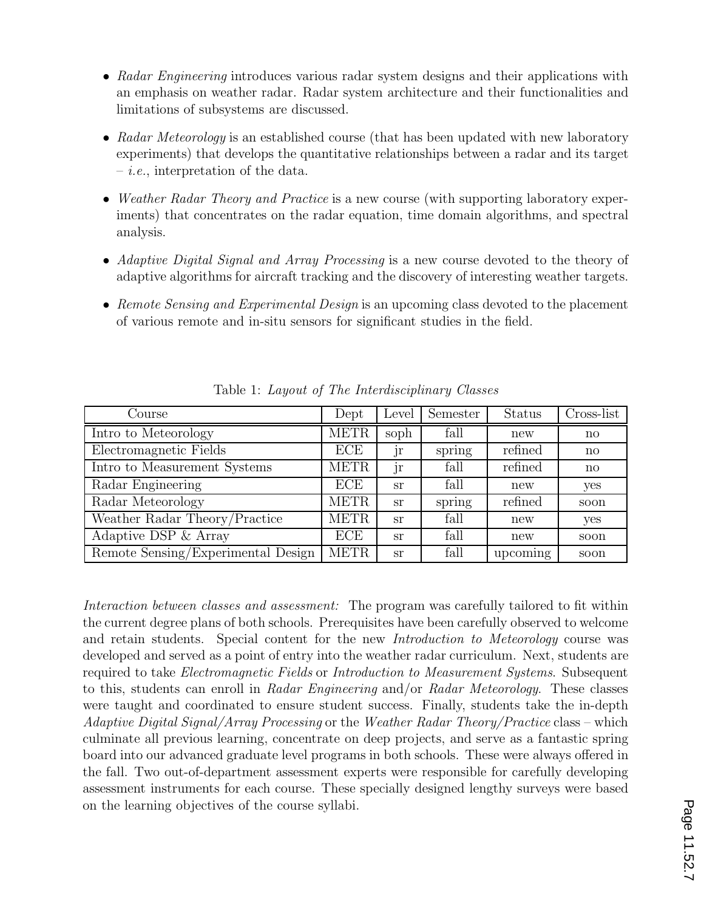- *Radar Engineering* introduces various radar system designs and their applications with an emphasis on weather radar. Radar system architecture and their functionalities and limitations of subsystems are discussed.
- *Radar Meteorology* is an established course (that has been updated with new laboratory experiments) that develops the quantitative relationships between a radar and its target – *i.e.*, interpretation of the data.
- *Weather Radar Theory and Practice* is a new course (with supporting laboratory experiments) that concentrates on the radar equation, time domain algorithms, and spectral analysis.
- *Adaptive Digital Signal and Array Processing* is a new course devoted to the theory of adaptive algorithms for aircraft tracking and the discovery of interesting weather targets.
- *Remote Sensing and Experimental Design* is an upcoming class devoted to the placement of various remote and in-situ sensors for significant studies in the field.

Table 1: *Layout of The Interdisciplinary Classes*

| Course | Dept | Level | Semester | Status | Cross-list |
|---|---|---|---|---|---|
| Intro to Meteorology | METR | soph | fall | new | no |
| Electromagnetic Fields | ECE | jr | spring | refined | no |
| Intro to Measurement Systems | METR | jr | fall | refined | no |
| Radar Engineering | ECE | sr | fall | new | yes |
| Radar Meteorology | METR | sr | spring | refined | soon |
| Weather Radar Theory/Practice | METR | sr | fall | new | yes |
| Adaptive DSP & Array | ECE | sr | fall | new | soon |
| Remote Sensing/Experimental Design | METR | sr | fall | upcoming | soon |

*Interaction between classes and assessment:* The program was carefully tailored to fit within the current degree plans of both schools. Prerequisites have been carefully observed to welcome and retain students. Special content for the new *Introduction to Meteorology* course was developed and served as a point of entry into the weather radar curriculum. Next, students are required to take *Electromagnetic Fields* or *Introduction to Measurement Systems*. Subsequent to this, students can enroll in *Radar Engineering* and/or *Radar Meteorology*. These classes were taught and coordinated to ensure student success. Finally, students take the in-depth *Adaptive Digital Signal/Array Processing* or the *Weather Radar Theory/Practice* class – which culminate all previous learning, concentrate on deep projects, and serve as a fantastic spring board into our advanced graduate level programs in both schools. These were always offered in the fall. Two out-of-department assessment experts were responsible for carefully developing assessment instruments for each course. These specially designed lengthy surveys were based on the learning objectives of the course syllabi.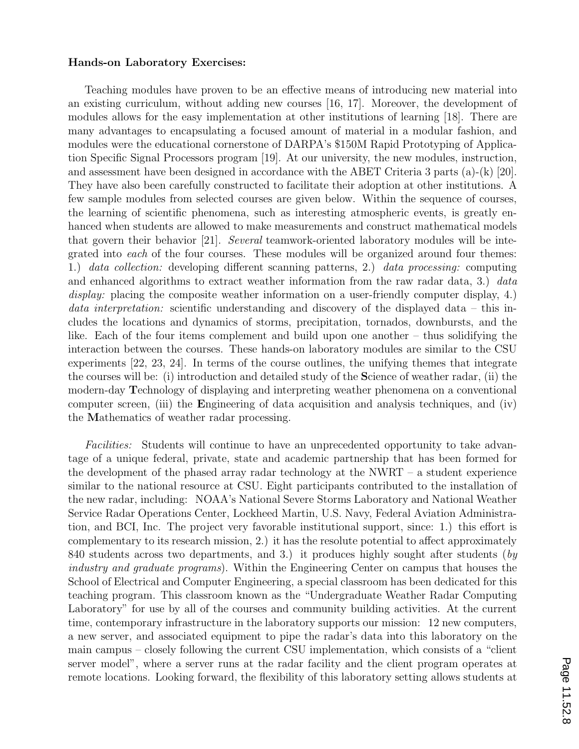**Hands-on Laboratory Exercises:**

Teaching modules have proven to be an effective means of introducing new material into an existing curriculum, without adding new courses [16, 17]. Moreover, the development of modules allows for the easy implementation at other institutions of learning [18]. There are many advantages to encapsulating a focused amount of material in a modular fashion, and modules were the educational cornerstone of DARPA's $150M Rapid Prototyping of Application Specific Signal Processors program [19]. At our university, the new modules, instruction, and assessment have been designed in accordance with the ABET Criteria 3 parts (a)-(k) [20]. They have also been carefully constructed to facilitate their adoption at other institutions. A few sample modules from selected courses are given below. Within the sequence of courses, the learning of scientific phenomena, such as interesting atmospheric events, is greatly enhanced when students are allowed to make measurements and construct mathematical models that govern their behavior [21]. *Several* teamwork-oriented laboratory modules will be integrated into *each* of the four courses. These modules will be organized around four themes: 1.) *data collection:* developing different scanning patterns, 2.) *data processing:* computing and enhanced algorithms to extract weather information from the raw radar data, 3.) *data display:* placing the composite weather information on a user-friendly computer display, 4.) *data interpretation:* scientific understanding and discovery of the displayed data – this includes the locations and dynamics of storms, precipitation, tornados, downbursts, and the like. Each of the four items complement and build upon one another – thus solidifying the interaction between the courses. These hands-on laboratory modules are similar to the CSU experiments [22, 23, 24]. In terms of the course outlines, the unifying themes that integrate the courses will be: (i) introduction and detailed study of the **S**cience of weather radar, (ii) the modern-day **T**echnology of displaying and interpreting weather phenomena on a conventional computer screen, (iii) the **E**ngineering of data acquisition and analysis techniques, and (iv) the **M**athematics of weather radar processing.

*Facilities:* Students will continue to have an unprecedented opportunity to take advantage of a unique federal, private, state and academic partnership that has been formed for the development of the phased array radar technology at the NWRT – a student experience similar to the national resource at CSU. Eight participants contributed to the installation of the new radar, including: NOAA's National Severe Storms Laboratory and National Weather Service Radar Operations Center, Lockheed Martin, U.S. Navy, Federal Aviation Administration, and BCI, Inc. The project very favorable institutional support, since: 1.) this effort is complementary to its research mission, 2.) it has the resolute potential to affect approximately 840 students across two departments, and 3.) it produces highly sought after students (*by industry and graduate programs*). Within the Engineering Center on campus that houses the School of Electrical and Computer Engineering, a special classroom has been dedicated for this teaching program. This classroom known as the "Undergraduate Weather Radar Computing Laboratory" for use by all of the courses and community building activities. At the current time, contemporary infrastructure in the laboratory supports our mission: 12 new computers, a new server, and associated equipment to pipe the radar's data into this laboratory on the main campus – closely following the current CSU implementation, which consists of a "client server model", where a server runs at the radar facility and the client program operates at remote locations. Looking forward, the flexibility of this laboratory setting allows students at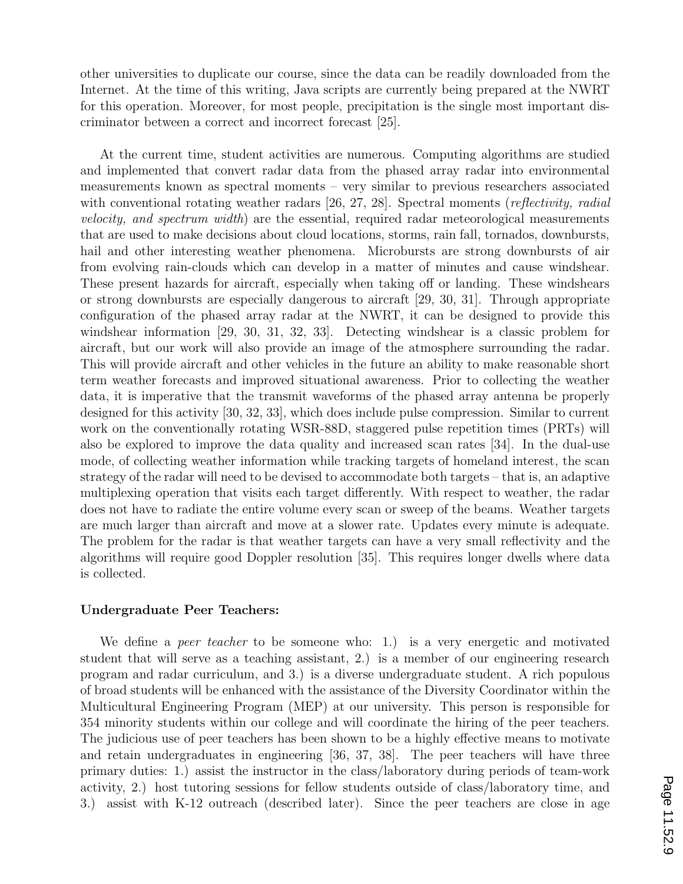other universities to duplicate our course, since the data can be readily downloaded from the Internet. At the time of this writing, Java scripts are currently being prepared at the NWRT for this operation. Moreover, for most people, precipitation is the single most important discriminator between a correct and incorrect forecast [25].

At the current time, student activities are numerous. Computing algorithms are studied and implemented that convert radar data from the phased array radar into environmental measurements known as spectral moments – very similar to previous researchers associated with conventional rotating weather radars [26, 27, 28]. Spectral moments (*reflectivity, radial velocity, and spectrum width*) are the essential, required radar meteorological measurements that are used to make decisions about cloud locations, storms, rain fall, tornados, downbursts, hail and other interesting weather phenomena. Microbursts are strong downbursts of air from evolving rain-clouds which can develop in a matter of minutes and cause windshear. These present hazards for aircraft, especially when taking off or landing. These windshears or strong downbursts are especially dangerous to aircraft [29, 30, 31]. Through appropriate configuration of the phased array radar at the NWRT, it can be designed to provide this windshear information [29, 30, 31, 32, 33]. Detecting windshear is a classic problem for aircraft, but our work will also provide an image of the atmosphere surrounding the radar. This will provide aircraft and other vehicles in the future an ability to make reasonable short term weather forecasts and improved situational awareness. Prior to collecting the weather data, it is imperative that the transmit waveforms of the phased array antenna be properly designed for this activity [30, 32, 33], which does include pulse compression. Similar to current work on the conventionally rotating WSR-88D, staggered pulse repetition times (PRTs) will also be explored to improve the data quality and increased scan rates [34]. In the dual-use mode, of collecting weather information while tracking targets of homeland interest, the scan strategy of the radar will need to be devised to accommodate both targets – that is, an adaptive multiplexing operation that visits each target differently. With respect to weather, the radar does not have to radiate the entire volume every scan or sweep of the beams. Weather targets are much larger than aircraft and move at a slower rate. Updates every minute is adequate. The problem for the radar is that weather targets can have a very small reflectivity and the algorithms will require good Doppler resolution [35]. This requires longer dwells where data is collected.

**Undergraduate Peer Teachers:**

We define a *peer teacher* to be someone who: 1.) is a very energetic and motivated student that will serve as a teaching assistant, 2.) is a member of our engineering research program and radar curriculum, and 3.) is a diverse undergraduate student. A rich populous of broad students will be enhanced with the assistance of the Diversity Coordinator within the Multicultural Engineering Program (MEP) at our university. This person is responsible for 354 minority students within our college and will coordinate the hiring of the peer teachers. The judicious use of peer teachers has been shown to be a highly effective means to motivate and retain undergraduates in engineering [36, 37, 38]. The peer teachers will have three primary duties: 1.) assist the instructor in the class/laboratory during periods of team-work activity, 2.) host tutoring sessions for fellow students outside of class/laboratory time, and 3.) assist with K-12 outreach (described later). Since the peer teachers are close in age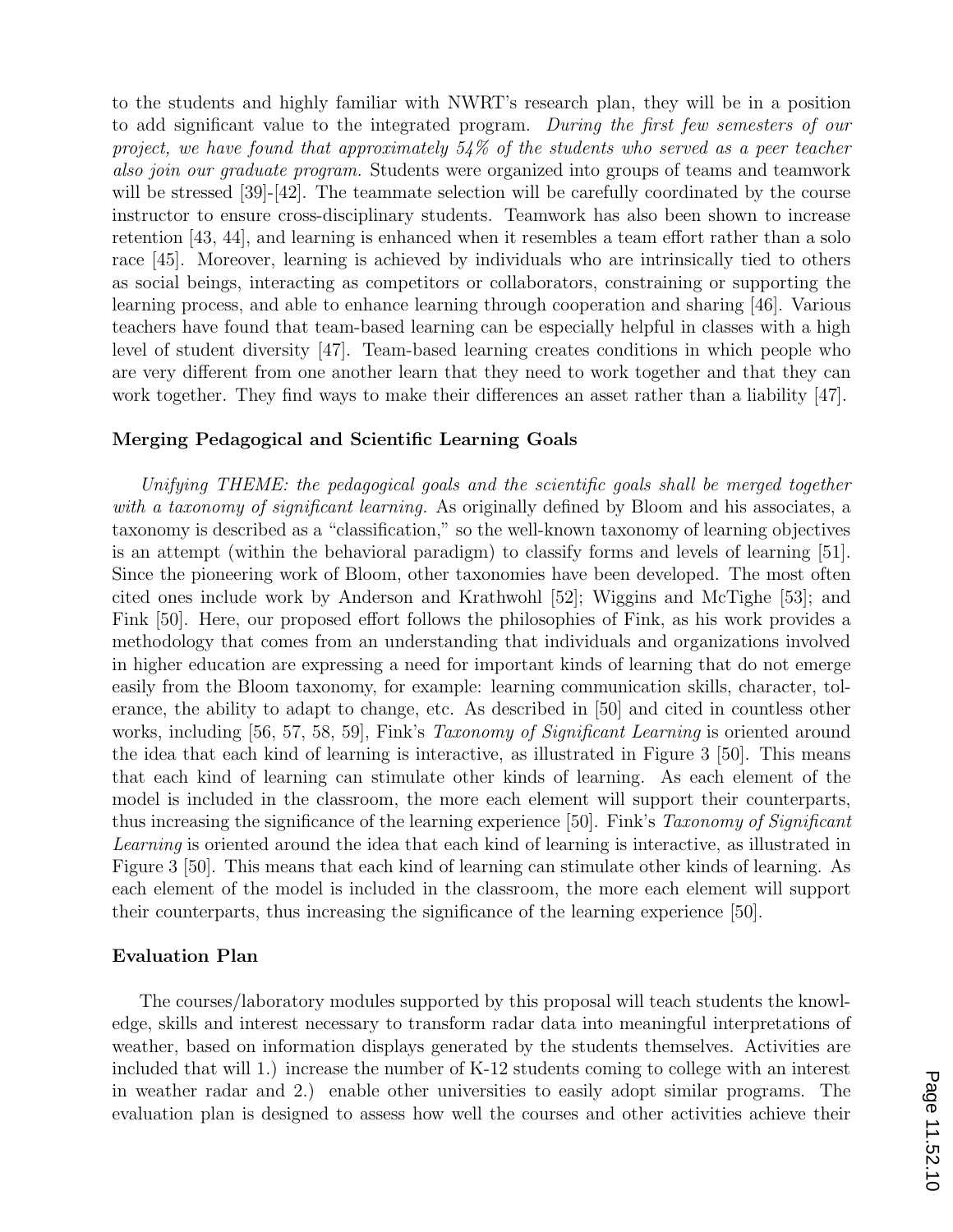to the students and highly familiar with NWRT's research plan, they will be in a position to add significant value to the integrated program. *During the first few semesters of our project, we have found that approximately 54% of the students who served as a peer teacher also join our graduate program.* Students were organized into groups of teams and teamwork will be stressed [39]-[42]. The teammate selection will be carefully coordinated by the course instructor to ensure cross-disciplinary students. Teamwork has also been shown to increase retention [43, 44], and learning is enhanced when it resembles a team effort rather than a solo race [45]. Moreover, learning is achieved by individuals who are intrinsically tied to others as social beings, interacting as competitors or collaborators, constraining or supporting the learning process, and able to enhance learning through cooperation and sharing [46]. Various teachers have found that team-based learning can be especially helpful in classes with a high level of student diversity [47]. Team-based learning creates conditions in which people who are very different from one another learn that they need to work together and that they can work together. They find ways to make their differences an asset rather than a liability [47].

### Merging Pedagogical and Scientific Learning Goals

*Unifying THEME: the pedagogical goals and the scientific goals shall be merged together with a taxonomy of significant learning.* As originally defined by Bloom and his associates, a taxonomy is described as a "classification," so the well-known taxonomy of learning objectives is an attempt (within the behavioral paradigm) to classify forms and levels of learning [51]. Since the pioneering work of Bloom, other taxonomies have been developed. The most often cited ones include work by Anderson and Krathwohl [52]; Wiggins and McTighe [53]; and Fink [50]. Here, our proposed effort follows the philosophies of Fink, as his work provides a methodology that comes from an understanding that individuals and organizations involved in higher education are expressing a need for important kinds of learning that do not emerge easily from the Bloom taxonomy, for example: learning communication skills, character, tolerance, the ability to adapt to change, etc. As described in [50] and cited in countless other works, including [56, 57, 58, 59], Fink's *Taxonomy of Significant Learning* is oriented around the idea that each kind of learning is interactive, as illustrated in Figure 3 [50]. This means that each kind of learning can stimulate other kinds of learning. As each element of the model is included in the classroom, the more each element will support their counterparts, thus increasing the significance of the learning experience [50]. Fink's *Taxonomy of Significant Learning* is oriented around the idea that each kind of learning is interactive, as illustrated in Figure 3 [50]. This means that each kind of learning can stimulate other kinds of learning. As each element of the model is included in the classroom, the more each element will support their counterparts, thus increasing the significance of the learning experience [50].

### Evaluation Plan

The courses/laboratory modules supported by this proposal will teach students the knowledge, skills and interest necessary to transform radar data into meaningful interpretations of weather, based on information displays generated by the students themselves. Activities are included that will 1.) increase the number of K-12 students coming to college with an interest in weather radar and 2.) enable other universities to easily adopt similar programs. The evaluation plan is designed to assess how well the courses and other activities achieve their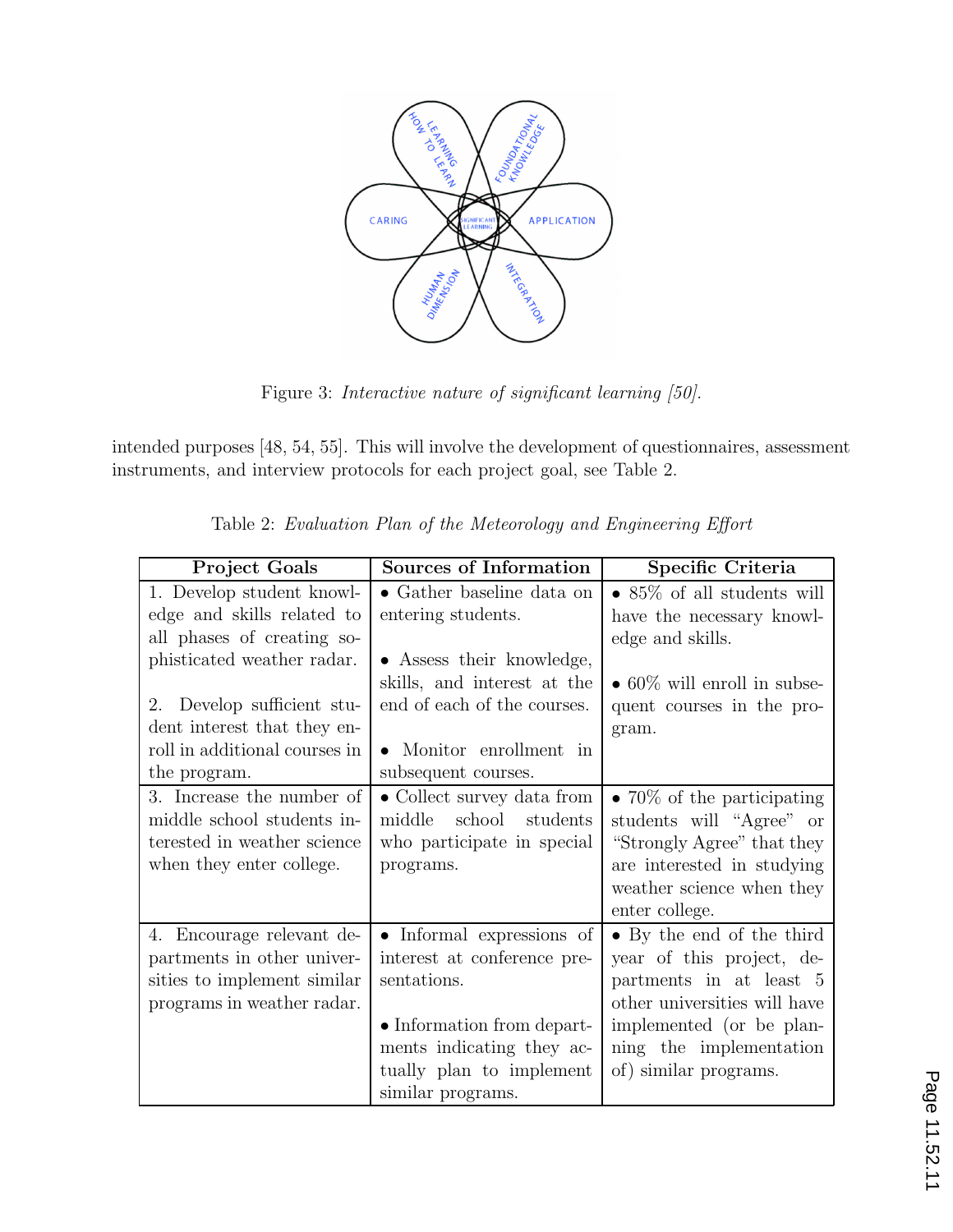Figure 3: *Interactive nature of significant learning [50].*

intended purposes [48, 54, 55]. This will involve the development of questionnaires, assessment instruments, and interview protocols for each project goal, see Table 2.

Table 2: *Evaluation Plan of the Meteorology and Engineering Effort*

| **Project Goals** | **Sources of Information** | **Specific Criteria** |
|---|---|---|
| 1. Develop student knowledge and skills related to all phases of creating sophisticated weather radar.<br><br>2. Develop sufficient student interest that they enroll in additional courses in the program. | • Gather baseline data on entering students.<br><br>• Assess their knowledge, skills, and interest at the end of each of the courses.<br><br>• Monitor enrollment in subsequent courses. | • 85% of all students will have the necessary knowledge and skills.<br><br>• 60% will enroll in subsequent courses in the program. |
| 3. Increase the number of middle school students interested in weather science when they enter college. | • Collect survey data from middle school students who participate in special programs. | • 70% of the participating students will "Agree" or "Strongly Agree" that they are interested in studying weather science when they enter college. |
| 4. Encourage relevant departments in other universities to implement similar programs in weather radar. | • Informal expressions of interest at conference presentations.<br><br>• Information from departments indicating they actually plan to implement similar programs. | • By the end of the third year of this project, departments in at least 5 other universities will have implemented (or be planning the implementation of) similar programs. |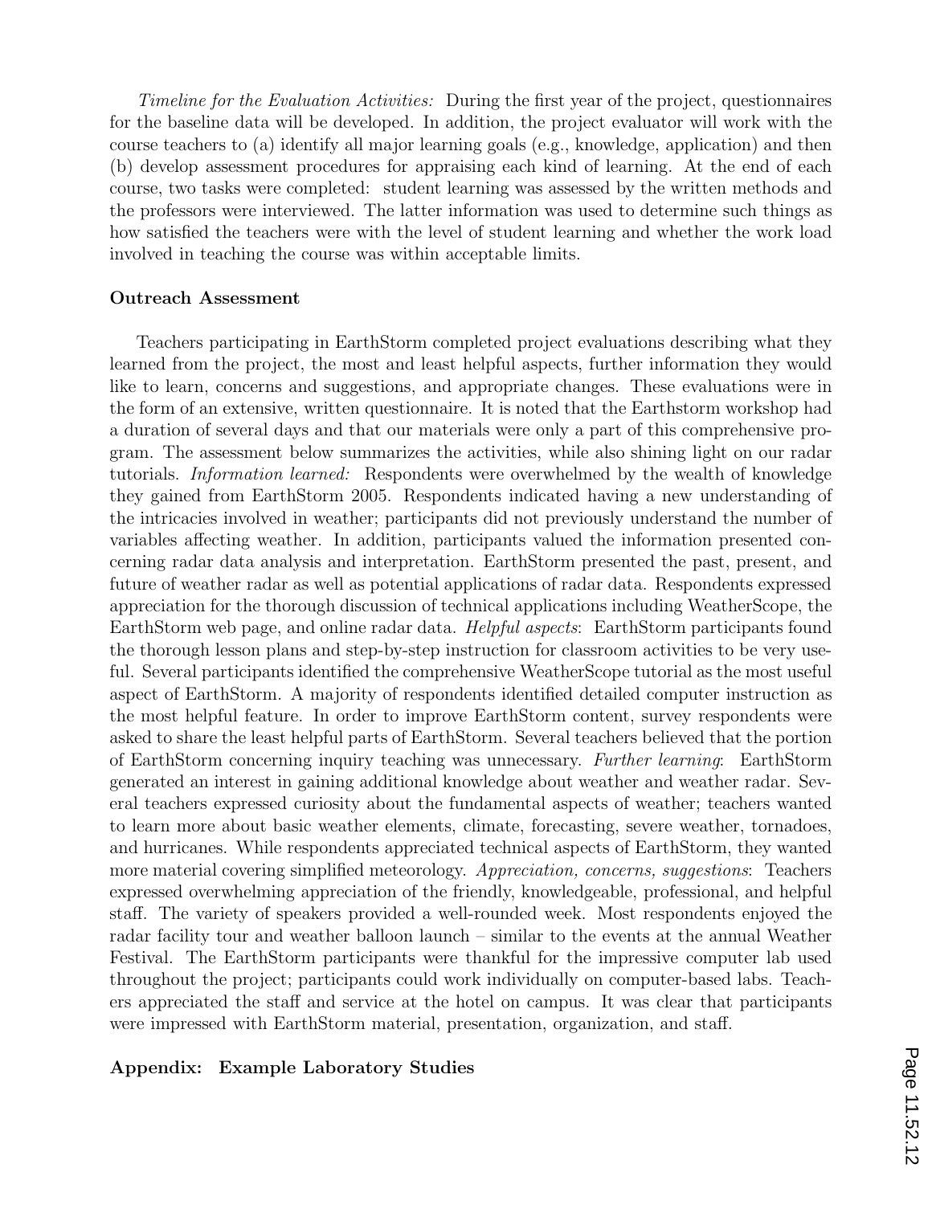*Timeline for the Evaluation Activities:* During the first year of the project, questionnaires for the baseline data will be developed. In addition, the project evaluator will work with the course teachers to (a) identify all major learning goals (e.g., knowledge, application) and then (b) develop assessment procedures for appraising each kind of learning. At the end of each course, two tasks were completed: student learning was assessed by the written methods and the professors were interviewed. The latter information was used to determine such things as how satisfied the teachers were with the level of student learning and whether the work load involved in teaching the course was within acceptable limits.

**Outreach Assessment**

Teachers participating in EarthStorm completed project evaluations describing what they learned from the project, the most and least helpful aspects, further information they would like to learn, concerns and suggestions, and appropriate changes. These evaluations were in the form of an extensive, written questionnaire. It is noted that the Earthstorm workshop had a duration of several days and that our materials were only a part of this comprehensive program. The assessment below summarizes the activities, while also shining light on our radar tutorials. *Information learned:* Respondents were overwhelmed by the wealth of knowledge they gained from EarthStorm 2005. Respondents indicated having a new understanding of the intricacies involved in weather; participants did not previously understand the number of variables affecting weather. In addition, participants valued the information presented concerning radar data analysis and interpretation. EarthStorm presented the past, present, and future of weather radar as well as potential applications of radar data. Respondents expressed appreciation for the thorough discussion of technical applications including WeatherScope, the EarthStorm web page, and online radar data. *Helpful aspects*: EarthStorm participants found the thorough lesson plans and step-by-step instruction for classroom activities to be very useful. Several participants identified the comprehensive WeatherScope tutorial as the most useful aspect of EarthStorm. A majority of respondents identified detailed computer instruction as the most helpful feature. In order to improve EarthStorm content, survey respondents were asked to share the least helpful parts of EarthStorm. Several teachers believed that the portion of EarthStorm concerning inquiry teaching was unnecessary. *Further learning*: EarthStorm generated an interest in gaining additional knowledge about weather and weather radar. Several teachers expressed curiosity about the fundamental aspects of weather; teachers wanted to learn more about basic weather elements, climate, forecasting, severe weather, tornadoes, and hurricanes. While respondents appreciated technical aspects of EarthStorm, they wanted more material covering simplified meteorology. *Appreciation, concerns, suggestions*: Teachers expressed overwhelming appreciation of the friendly, knowledgeable, professional, and helpful staff. The variety of speakers provided a well-rounded week. Most respondents enjoyed the radar facility tour and weather balloon launch – similar to the events at the annual Weather Festival. The EarthStorm participants were thankful for the impressive computer lab used throughout the project; participants could work individually on computer-based labs. Teachers appreciated the staff and service at the hotel on campus. It was clear that participants were impressed with EarthStorm material, presentation, organization, and staff.

**Appendix: Example Laboratory Studies**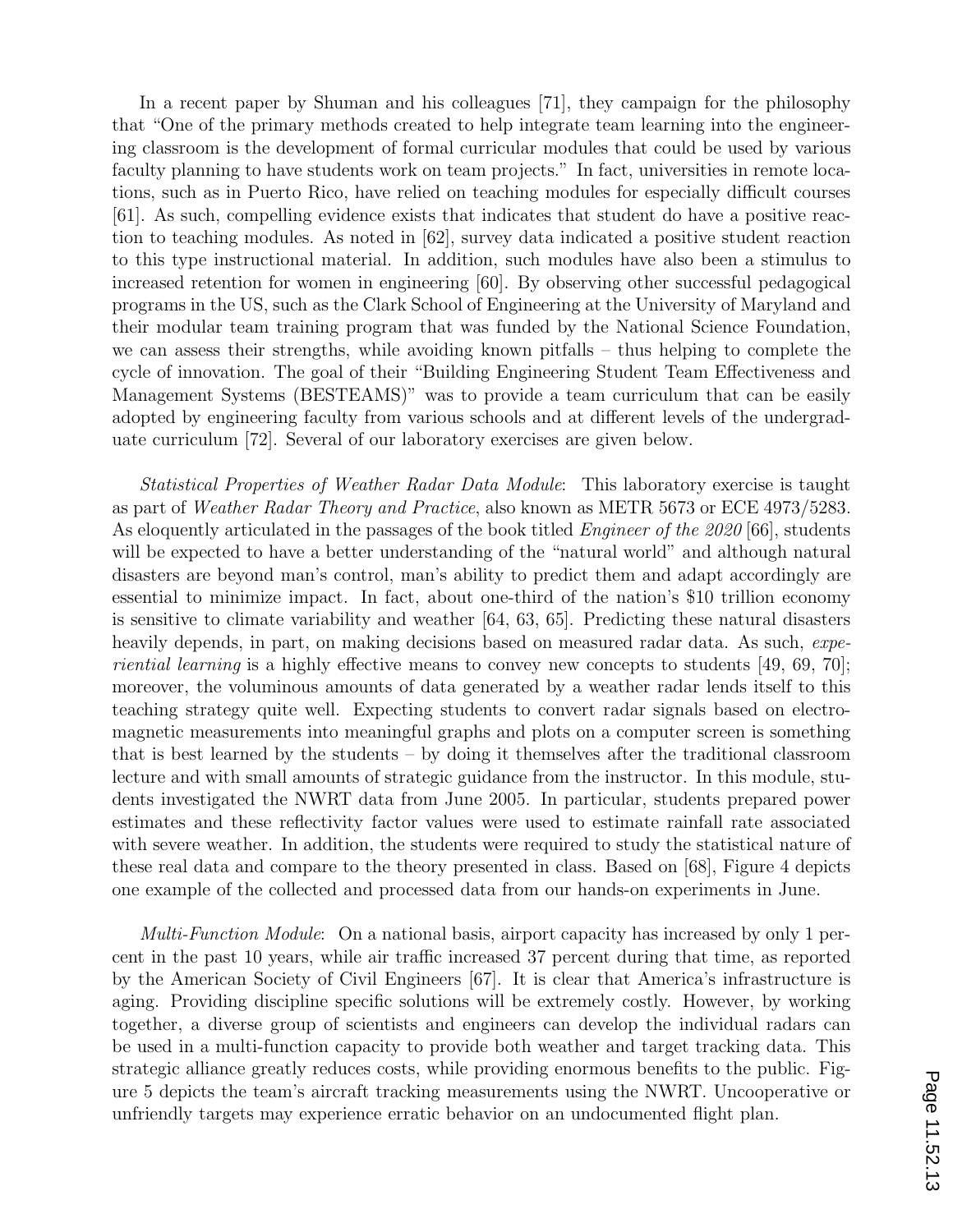In a recent paper by Shuman and his colleagues [71], they campaign for the philosophy that "One of the primary methods created to help integrate team learning into the engineering classroom is the development of formal curricular modules that could be used by various faculty planning to have students work on team projects." In fact, universities in remote locations, such as in Puerto Rico, have relied on teaching modules for especially difficult courses [61]. As such, compelling evidence exists that indicates that student do have a positive reaction to teaching modules. As noted in [62], survey data indicated a positive student reaction to this type instructional material. In addition, such modules have also been a stimulus to increased retention for women in engineering [60]. By observing other successful pedagogical programs in the US, such as the Clark School of Engineering at the University of Maryland and their modular team training program that was funded by the National Science Foundation, we can assess their strengths, while avoiding known pitfalls – thus helping to complete the cycle of innovation. The goal of their "Building Engineering Student Team Effectiveness and Management Systems (BESTEAMS)" was to provide a team curriculum that can be easily adopted by engineering faculty from various schools and at different levels of the undergraduate curriculum [72]. Several of our laboratory exercises are given below.

*Statistical Properties of Weather Radar Data Module*: This laboratory exercise is taught as part of *Weather Radar Theory and Practice*, also known as METR 5673 or ECE 4973/5283. As eloquently articulated in the passages of the book titled *Engineer of the 2020* [66], students will be expected to have a better understanding of the "natural world" and although natural disasters are beyond man's control, man's ability to predict them and adapt accordingly are essential to minimize impact. In fact, about one-third of the nation's $10 trillion economy is sensitive to climate variability and weather [64, 63, 65]. Predicting these natural disasters heavily depends, in part, on making decisions based on measured radar data. As such, *experiential learning* is a highly effective means to convey new concepts to students [49, 69, 70]; moreover, the voluminous amounts of data generated by a weather radar lends itself to this teaching strategy quite well. Expecting students to convert radar signals based on electromagnetic measurements into meaningful graphs and plots on a computer screen is something that is best learned by the students – by doing it themselves after the traditional classroom lecture and with small amounts of strategic guidance from the instructor. In this module, students investigated the NWRT data from June 2005. In particular, students prepared power estimates and these reflectivity factor values were used to estimate rainfall rate associated with severe weather. In addition, the students were required to study the statistical nature of these real data and compare to the theory presented in class. Based on [68], Figure 4 depicts one example of the collected and processed data from our hands-on experiments in June.

*Multi-Function Module*: On a national basis, airport capacity has increased by only 1 percent in the past 10 years, while air traffic increased 37 percent during that time, as reported by the American Society of Civil Engineers [67]. It is clear that America's infrastructure is aging. Providing discipline specific solutions will be extremely costly. However, by working together, a diverse group of scientists and engineers can develop the individual radars can be used in a multi-function capacity to provide both weather and target tracking data. This strategic alliance greatly reduces costs, while providing enormous benefits to the public. Figure 5 depicts the team's aircraft tracking measurements using the NWRT. Uncooperative or unfriendly targets may experience erratic behavior on an undocumented flight plan.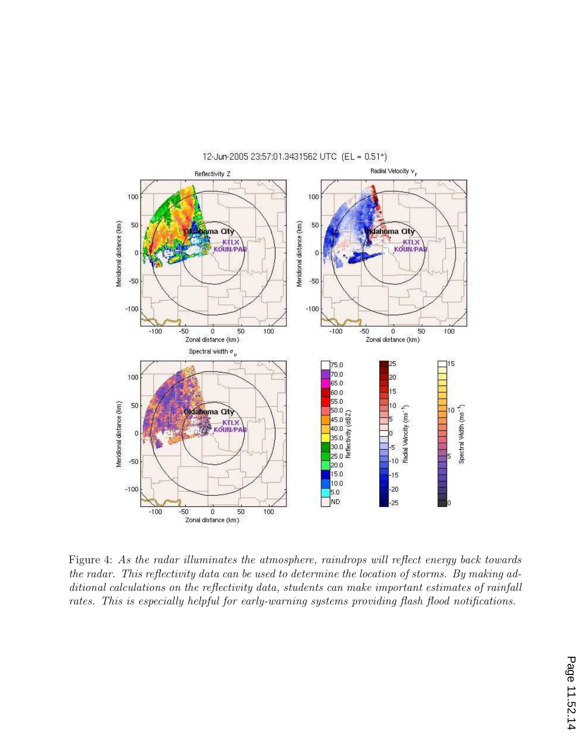Figure 4: *As the radar illuminates the atmosphere, raindrops will reflect energy back towards the radar. This reflectivity data can be used to determine the location of storms. By making additional calculations on the reflectivity data, students can make important estimates of rainfall rates. This is especially helpful for early-warning systems providing flash flood notifications.*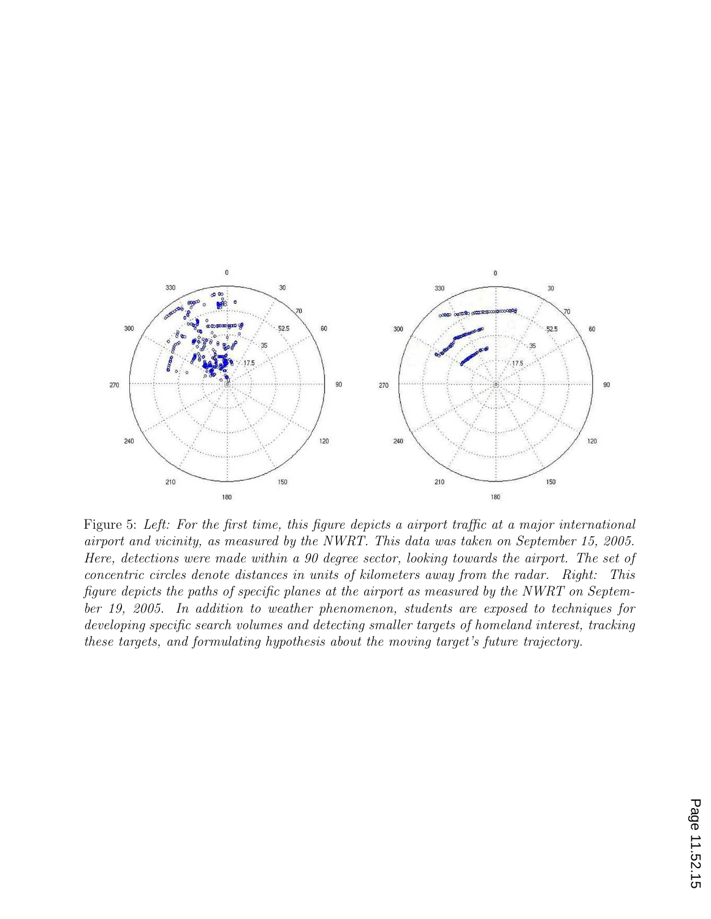Figure 5: *Left: For the first time, this figure depicts a airport traffic at a major international airport and vicinity, as measured by the NWRT. This data was taken on September 15, 2005. Here, detections were made within a 90 degree sector, looking towards the airport. The set of concentric circles denote distances in units of kilometers away from the radar. Right: This figure depicts the paths of specific planes at the airport as measured by the NWRT on September 19, 2005. In addition to weather phenomenon, students are exposed to techniques for developing specific search volumes and detecting smaller targets of homeland interest, tracking these targets, and formulating hypothesis about the moving target's future trajectory.*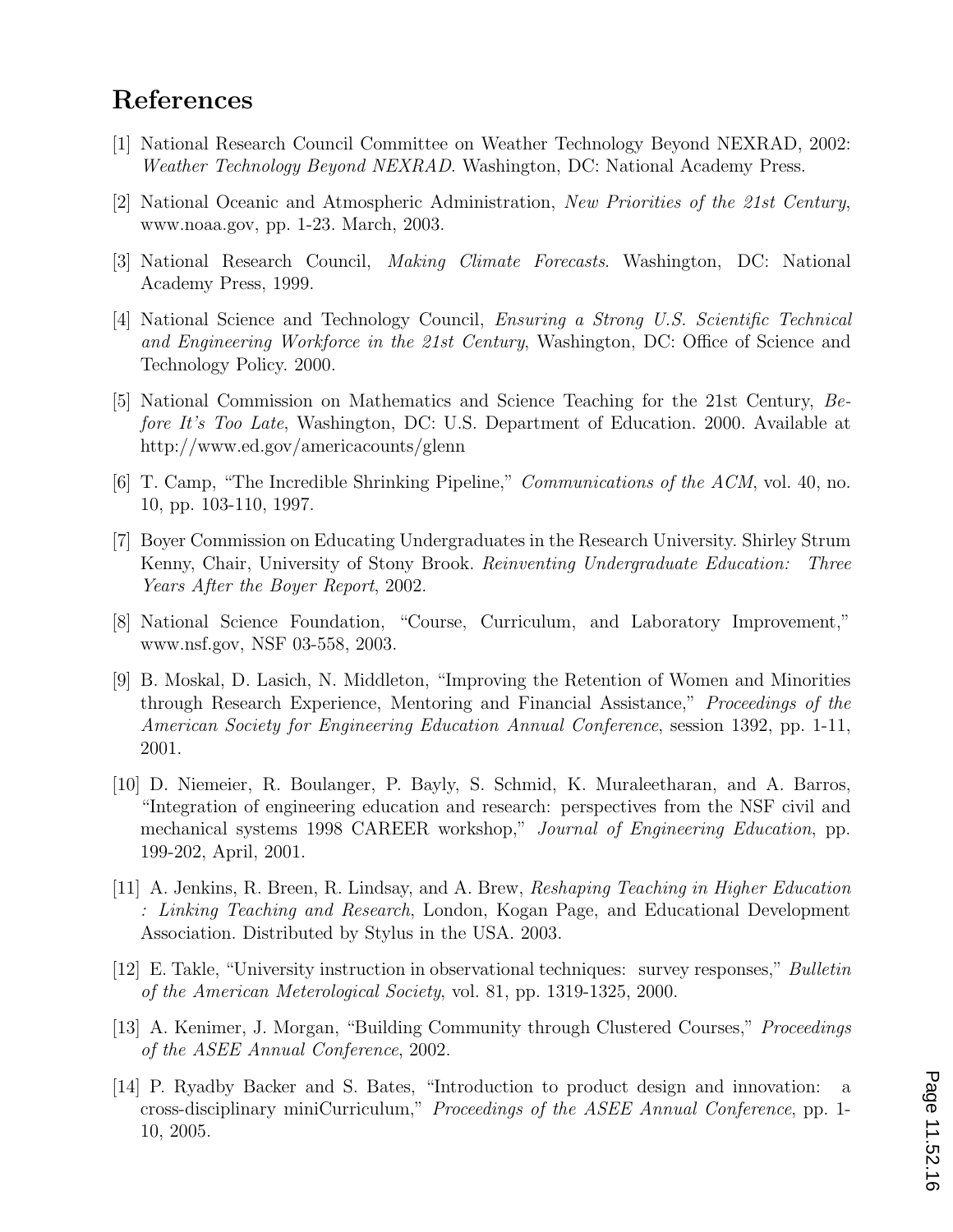## References

[1] National Research Council Committee on Weather Technology Beyond NEXRAD, 2002: *Weather Technology Beyond NEXRAD*. Washington, DC: National Academy Press.

[2] National Oceanic and Atmospheric Administration, *New Priorities of the 21st Century*, www.noaa.gov, pp. 1-23. March, 2003.

[3] National Research Council, *Making Climate Forecasts*. Washington, DC: National Academy Press, 1999.

[4] National Science and Technology Council, *Ensuring a Strong U.S. Scientific Technical and Engineering Workforce in the 21st Century*, Washington, DC: Office of Science and Technology Policy. 2000.

[5] National Commission on Mathematics and Science Teaching for the 21st Century, *Before It's Too Late*, Washington, DC: U.S. Department of Education. 2000. Available at http://www.ed.gov/americacounts/glenn

[6] T. Camp, "The Incredible Shrinking Pipeline," *Communications of the ACM*, vol. 40, no. 10, pp. 103-110, 1997.

[7] Boyer Commission on Educating Undergraduates in the Research University. Shirley Strum Kenny, Chair, University of Stony Brook. *Reinventing Undergraduate Education: Three Years After the Boyer Report*, 2002.

[8] National Science Foundation, "Course, Curriculum, and Laboratory Improvement," www.nsf.gov, NSF 03-558, 2003.

[9] B. Moskal, D. Lasich, N. Middleton, "Improving the Retention of Women and Minorities through Research Experience, Mentoring and Financial Assistance," *Proceedings of the American Society for Engineering Education Annual Conference*, session 1392, pp. 1-11, 2001.

[10] D. Niemeier, R. Boulanger, P. Bayly, S. Schmid, K. Muraleetharan, and A. Barros, "Integration of engineering education and research: perspectives from the NSF civil and mechanical systems 1998 CAREER workshop," *Journal of Engineering Education*, pp. 199-202, April, 2001.

[11] A. Jenkins, R. Breen, R. Lindsay, and A. Brew, *Reshaping Teaching in Higher Education : Linking Teaching and Research*, London, Kogan Page, and Educational Development Association. Distributed by Stylus in the USA. 2003.

[12] E. Takle, "University instruction in observational techniques: survey responses," *Bulletin of the American Meterological Society*, vol. 81, pp. 1319-1325, 2000.

[13] A. Kenimer, J. Morgan, "Building Community through Clustered Courses," *Proceedings of the ASEE Annual Conference*, 2002.

[14] P. Ryadby Backer and S. Bates, "Introduction to product design and innovation: a cross-disciplinary miniCurriculum," *Proceedings of the ASEE Annual Conference*, pp. 1-10, 2005.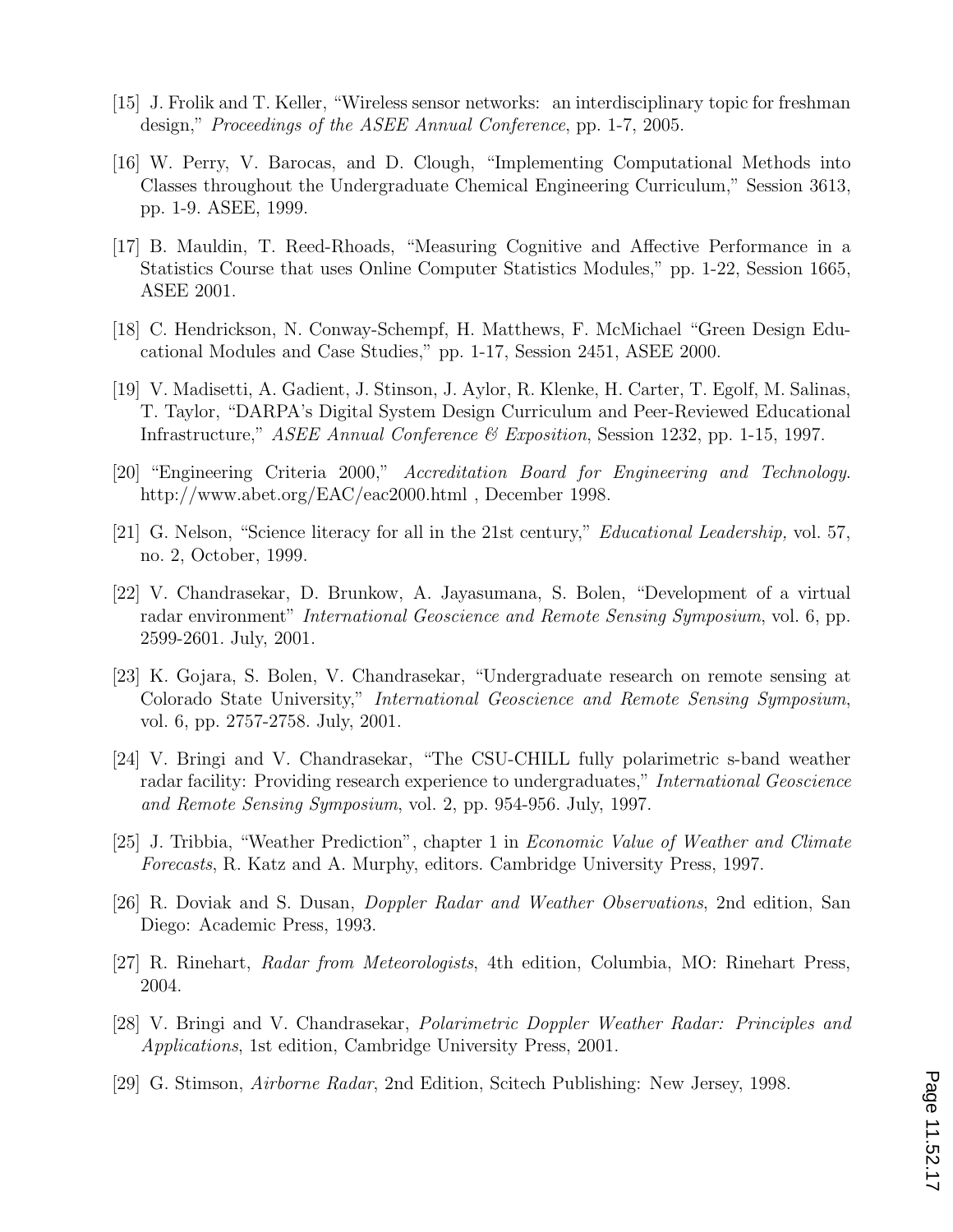[15] J. Frolik and T. Keller, "Wireless sensor networks: an interdisciplinary topic for freshman design," *Proceedings of the ASEE Annual Conference*, pp. 1-7, 2005.

[16] W. Perry, V. Barocas, and D. Clough, "Implementing Computational Methods into Classes throughout the Undergraduate Chemical Engineering Curriculum," Session 3613, pp. 1-9. ASEE, 1999.

[17] B. Mauldin, T. Reed-Rhoads, "Measuring Cognitive and Affective Performance in a Statistics Course that uses Online Computer Statistics Modules," pp. 1-22, Session 1665, ASEE 2001.

[18] C. Hendrickson, N. Conway-Schempf, H. Matthews, F. McMichael "Green Design Educational Modules and Case Studies," pp. 1-17, Session 2451, ASEE 2000.

[19] V. Madisetti, A. Gadient, J. Stinson, J. Aylor, R. Klenke, H. Carter, T. Egolf, M. Salinas, T. Taylor, "DARPA's Digital System Design Curriculum and Peer-Reviewed Educational Infrastructure," *ASEE Annual Conference & Exposition*, Session 1232, pp. 1-15, 1997.

[20] "Engineering Criteria 2000," *Accreditation Board for Engineering and Technology.* http://www.abet.org/EAC/eac2000.html , December 1998.

[21] G. Nelson, "Science literacy for all in the 21st century," *Educational Leadership,* vol. 57, no. 2, October, 1999.

[22] V. Chandrasekar, D. Brunkow, A. Jayasumana, S. Bolen, "Development of a virtual radar environment" *International Geoscience and Remote Sensing Symposium*, vol. 6, pp. 2599-2601. July, 2001.

[23] K. Gojara, S. Bolen, V. Chandrasekar, "Undergraduate research on remote sensing at Colorado State University," *International Geoscience and Remote Sensing Symposium*, vol. 6, pp. 2757-2758. July, 2001.

[24] V. Bringi and V. Chandrasekar, "The CSU-CHILL fully polarimetric s-band weather radar facility: Providing research experience to undergraduates," *International Geoscience and Remote Sensing Symposium*, vol. 2, pp. 954-956. July, 1997.

[25] J. Tribbia, "Weather Prediction", chapter 1 in *Economic Value of Weather and Climate Forecasts*, R. Katz and A. Murphy, editors. Cambridge University Press, 1997.

[26] R. Doviak and S. Dusan, *Doppler Radar and Weather Observations*, 2nd edition, San Diego: Academic Press, 1993.

[27] R. Rinehart, *Radar from Meteorologists*, 4th edition, Columbia, MO: Rinehart Press, 2004.

[28] V. Bringi and V. Chandrasekar, *Polarimetric Doppler Weather Radar: Principles and Applications*, 1st edition, Cambridge University Press, 2001.

[29] G. Stimson, *Airborne Radar*, 2nd Edition, Scitech Publishing: New Jersey, 1998.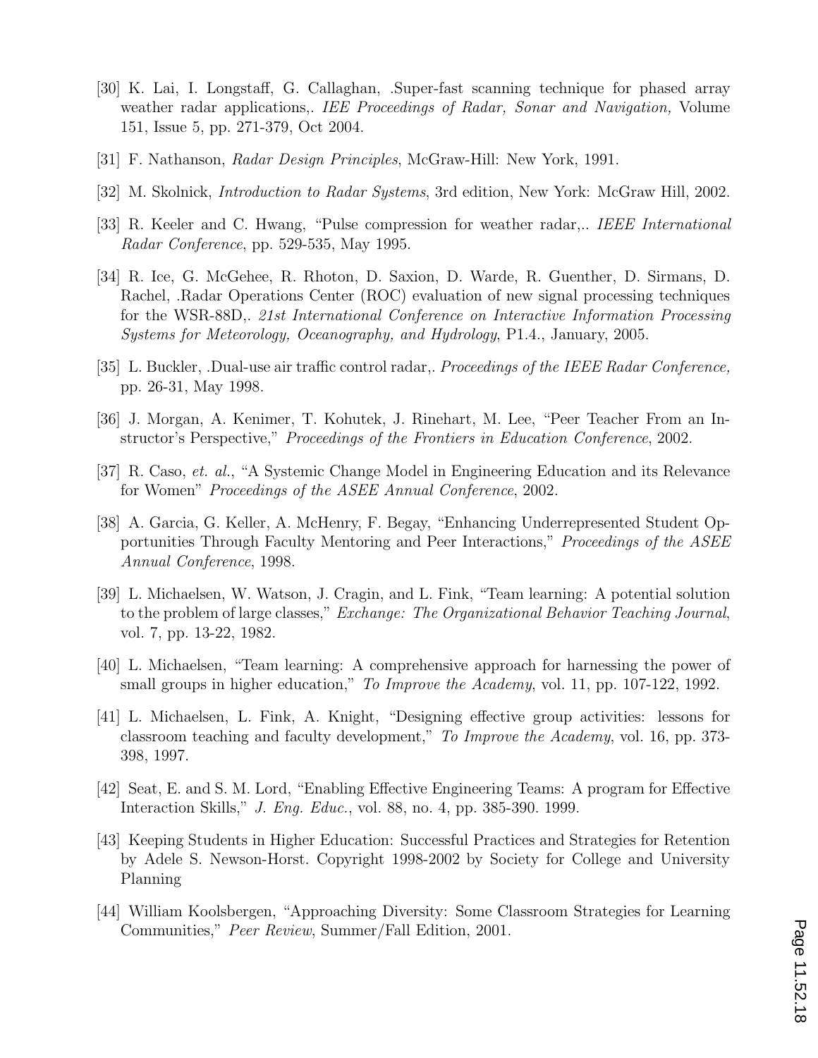[30] K. Lai, I. Longstaff, G. Callaghan, .Super-fast scanning technique for phased array weather radar applications,. *IEE Proceedings of Radar, Sonar and Navigation,* Volume 151, Issue 5, pp. 271-379, Oct 2004.

[31] F. Nathanson, *Radar Design Principles*, McGraw-Hill: New York, 1991.

[32] M. Skolnick, *Introduction to Radar Systems*, 3rd edition, New York: McGraw Hill, 2002.

[33] R. Keeler and C. Hwang, "Pulse compression for weather radar,.. *IEEE International Radar Conference*, pp. 529-535, May 1995.

[34] R. Ice, G. McGehee, R. Rhoton, D. Saxion, D. Warde, R. Guenther, D. Sirmans, D. Rachel, .Radar Operations Center (ROC) evaluation of new signal processing techniques for the WSR-88D,. *21st International Conference on Interactive Information Processing Systems for Meteorology, Oceanography, and Hydrology*, P1.4., January, 2005.

[35] L. Buckler, .Dual-use air traffic control radar,. *Proceedings of the IEEE Radar Conference,* pp. 26-31, May 1998.

[36] J. Morgan, A. Kenimer, T. Kohutek, J. Rinehart, M. Lee, "Peer Teacher From an Instructor's Perspective," *Proceedings of the Frontiers in Education Conference*, 2002.

[37] R. Caso, *et. al.*, "A Systemic Change Model in Engineering Education and its Relevance for Women" *Proceedings of the ASEE Annual Conference*, 2002.

[38] A. Garcia, G. Keller, A. McHenry, F. Begay, "Enhancing Underrepresented Student Opportunities Through Faculty Mentoring and Peer Interactions," *Proceedings of the ASEE Annual Conference*, 1998.

[39] L. Michaelsen, W. Watson, J. Cragin, and L. Fink, "Team learning: A potential solution to the problem of large classes," *Exchange: The Organizational Behavior Teaching Journal*, vol. 7, pp. 13-22, 1982.

[40] L. Michaelsen, "Team learning: A comprehensive approach for harnessing the power of small groups in higher education," *To Improve the Academy*, vol. 11, pp. 107-122, 1992.

[41] L. Michaelsen, L. Fink, A. Knight, "Designing effective group activities: lessons for classroom teaching and faculty development," *To Improve the Academy*, vol. 16, pp. 373-398, 1997.

[42] Seat, E. and S. M. Lord, "Enabling Effective Engineering Teams: A program for Effective Interaction Skills," *J. Eng. Educ.*, vol. 88, no. 4, pp. 385-390. 1999.

[43] Keeping Students in Higher Education: Successful Practices and Strategies for Retention by Adele S. Newson-Horst. Copyright 1998-2002 by Society for College and University Planning

[44] William Koolsbergen, "Approaching Diversity: Some Classroom Strategies for Learning Communities," *Peer Review*, Summer/Fall Edition, 2001.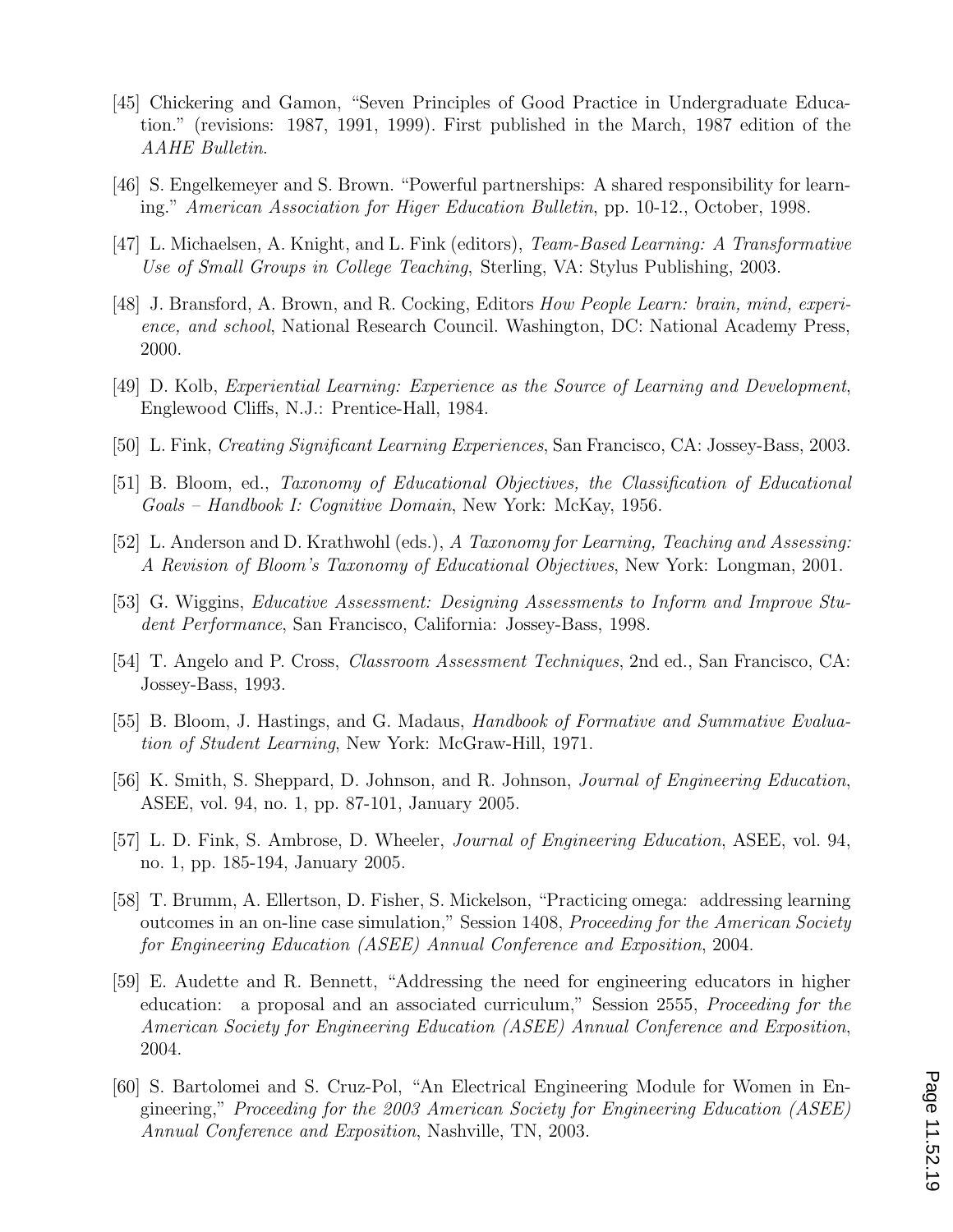[45] Chickering and Gamon, "Seven Principles of Good Practice in Undergraduate Education." (revisions: 1987, 1991, 1999). First published in the March, 1987 edition of the *AAHE Bulletin*.

[46] S. Engelkemeyer and S. Brown. "Powerful partnerships: A shared responsibility for learning." *American Association for Higer Education Bulletin*, pp. 10-12., October, 1998.

[47] L. Michaelsen, A. Knight, and L. Fink (editors), *Team-Based Learning: A Transformative Use of Small Groups in College Teaching*, Sterling, VA: Stylus Publishing, 2003.

[48] J. Bransford, A. Brown, and R. Cocking, Editors *How People Learn: brain, mind, experience, and school*, National Research Council. Washington, DC: National Academy Press, 2000.

[49] D. Kolb, *Experiential Learning: Experience as the Source of Learning and Development*, Englewood Cliffs, N.J.: Prentice-Hall, 1984.

[50] L. Fink, *Creating Significant Learning Experiences*, San Francisco, CA: Jossey-Bass, 2003.

[51] B. Bloom, ed., *Taxonomy of Educational Objectives, the Classification of Educational Goals – Handbook I: Cognitive Domain*, New York: McKay, 1956.

[52] L. Anderson and D. Krathwohl (eds.), *A Taxonomy for Learning, Teaching and Assessing: A Revision of Bloom's Taxonomy of Educational Objectives*, New York: Longman, 2001.

[53] G. Wiggins, *Educative Assessment: Designing Assessments to Inform and Improve Student Performance*, San Francisco, California: Jossey-Bass, 1998.

[54] T. Angelo and P. Cross, *Classroom Assessment Techniques*, 2nd ed., San Francisco, CA: Jossey-Bass, 1993.

[55] B. Bloom, J. Hastings, and G. Madaus, *Handbook of Formative and Summative Evaluation of Student Learning*, New York: McGraw-Hill, 1971.

[56] K. Smith, S. Sheppard, D. Johnson, and R. Johnson, *Journal of Engineering Education*, ASEE, vol. 94, no. 1, pp. 87-101, January 2005.

[57] L. D. Fink, S. Ambrose, D. Wheeler, *Journal of Engineering Education*, ASEE, vol. 94, no. 1, pp. 185-194, January 2005.

[58] T. Brumm, A. Ellertson, D. Fisher, S. Mickelson, "Practicing omega: addressing learning outcomes in an on-line case simulation," Session 1408, *Proceeding for the American Society for Engineering Education (ASEE) Annual Conference and Exposition*, 2004.

[59] E. Audette and R. Bennett, "Addressing the need for engineering educators in higher education: a proposal and an associated curriculum," Session 2555, *Proceeding for the American Society for Engineering Education (ASEE) Annual Conference and Exposition*, 2004.

[60] S. Bartolomei and S. Cruz-Pol, "An Electrical Engineering Module for Women in Engineering," *Proceeding for the 2003 American Society for Engineering Education (ASEE) Annual Conference and Exposition*, Nashville, TN, 2003.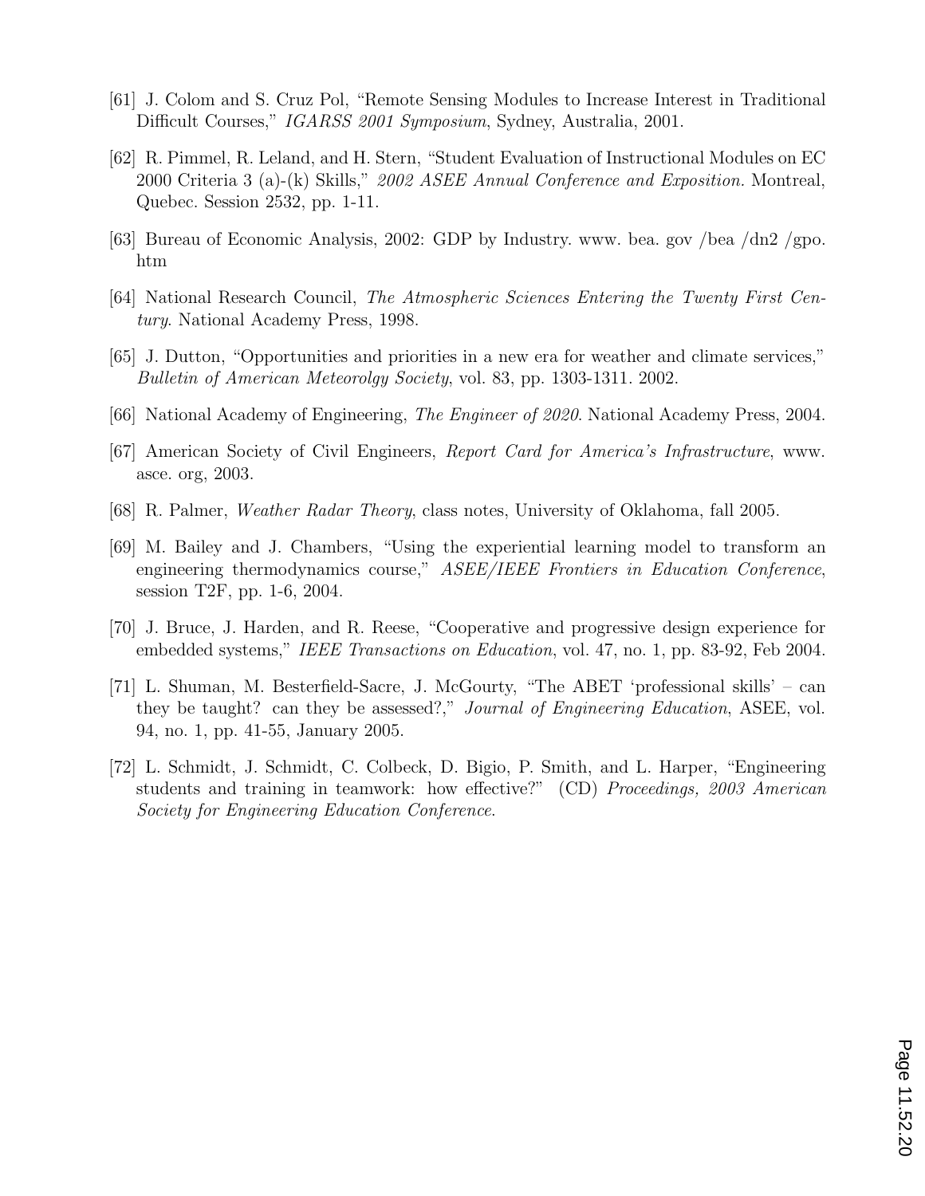[61] J. Colom and S. Cruz Pol, "Remote Sensing Modules to Increase Interest in Traditional Difficult Courses," *IGARSS 2001 Symposium*, Sydney, Australia, 2001.

[62] R. Pimmel, R. Leland, and H. Stern, "Student Evaluation of Instructional Modules on EC 2000 Criteria 3 (a)-(k) Skills," *2002 ASEE Annual Conference and Exposition.* Montreal, Quebec. Session 2532, pp. 1-11.

[63] Bureau of Economic Analysis, 2002: GDP by Industry. www. bea. gov /bea /dn2 /gpo. htm

[64] National Research Council, *The Atmospheric Sciences Entering the Twenty First Century*. National Academy Press, 1998.

[65] J. Dutton, "Opportunities and priorities in a new era for weather and climate services," *Bulletin of American Meteorolgy Society*, vol. 83, pp. 1303-1311. 2002.

[66] National Academy of Engineering, *The Engineer of 2020*. National Academy Press, 2004.

[67] American Society of Civil Engineers, *Report Card for America's Infrastructure*, www. asce. org, 2003.

[68] R. Palmer, *Weather Radar Theory*, class notes, University of Oklahoma, fall 2005.

[69] M. Bailey and J. Chambers, "Using the experiential learning model to transform an engineering thermodynamics course," *ASEE/IEEE Frontiers in Education Conference*, session T2F, pp. 1-6, 2004.

[70] J. Bruce, J. Harden, and R. Reese, "Cooperative and progressive design experience for embedded systems," *IEEE Transactions on Education*, vol. 47, no. 1, pp. 83-92, Feb 2004.

[71] L. Shuman, M. Besterfield-Sacre, J. McGourty, "The ABET 'professional skills' – can they be taught? can they be assessed?," *Journal of Engineering Education*, ASEE, vol. 94, no. 1, pp. 41-55, January 2005.

[72] L. Schmidt, J. Schmidt, C. Colbeck, D. Bigio, P. Smith, and L. Harper, "Engineering students and training in teamwork: how effective?" (CD) *Proceedings, 2003 American Society for Engineering Education Conference*.